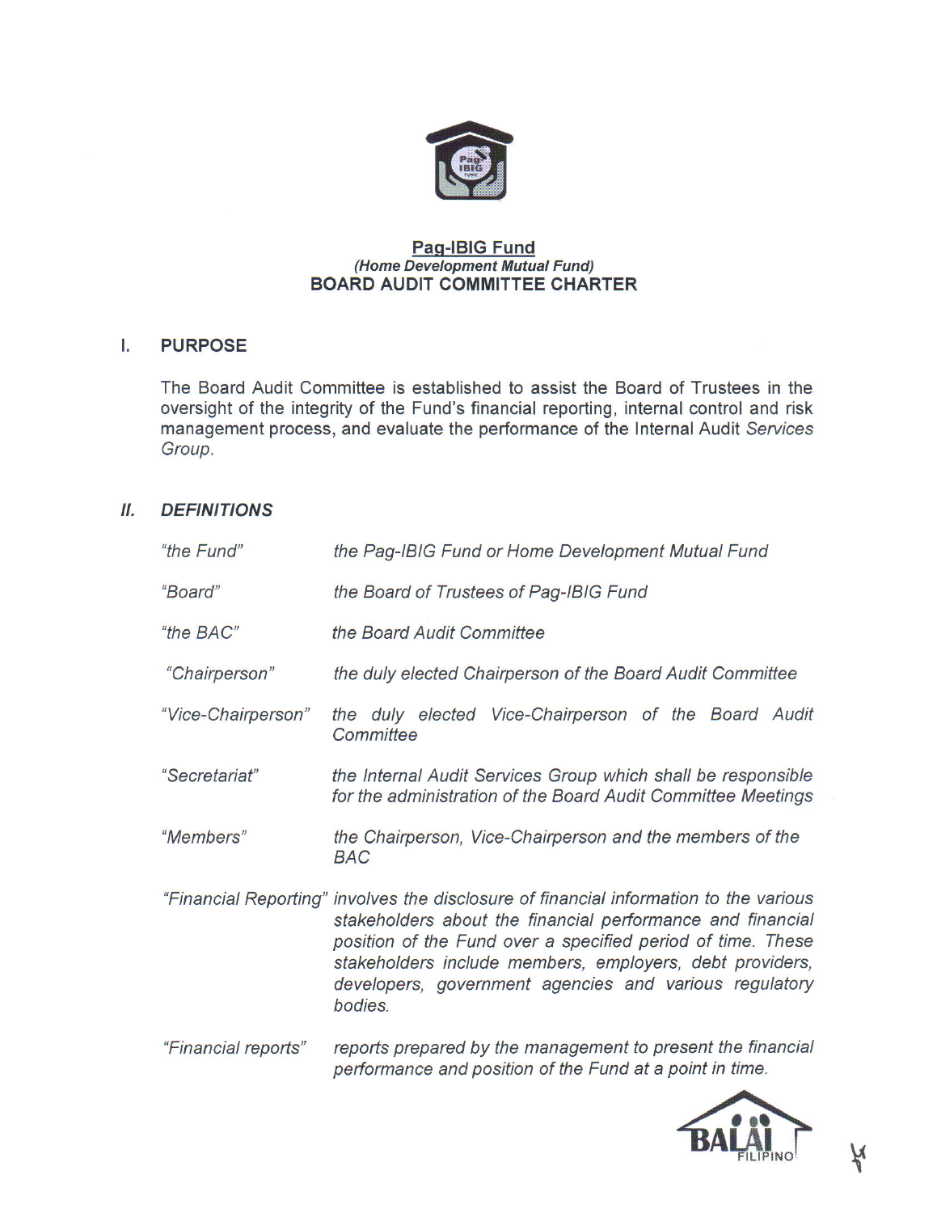**Pag-IBIG Fund**
***(Home Development Mutual Fund)***
# BOARD AUDIT COMMITTEE CHARTER

## I. PURPOSE

The Board Audit Committee is established to assist the Board of Trustees in the oversight of the integrity of the Fund's financial reporting, internal control and risk management process, and evaluate the performance of the Internal Audit *Services Group.*

## *II. DEFINITIONS*

| | |
|---|---|
| *"the Fund"* | *the Pag-IBIG Fund or Home Development Mutual Fund* |
| *"Board"* | *the Board of Trustees of Pag-IBIG Fund* |
| *"the BAC"* | *the Board Audit Committee* |
| *"Chairperson"* | *the duly elected Chairperson of the Board Audit Committee* |
| *"Vice-Chairperson"* | *the duly elected Vice-Chairperson of the Board Audit Committee* |
| *"Secretariat"* | *the Internal Audit Services Group which shall be responsible for the administration of the Board Audit Committee Meetings* |
| *"Members"* | *the Chairperson, Vice-Chairperson and the members of the BAC* |
| *"Financial Reporting"* | *involves the disclosure of financial information to the various stakeholders about the financial performance and financial position of the Fund over a specified period of time. These stakeholders include members, employers, debt providers, developers, government agencies and various regulatory bodies.* |
| *"Financial reports"* | *reports prepared by the management to present the financial performance and position of the Fund at a point in time.* |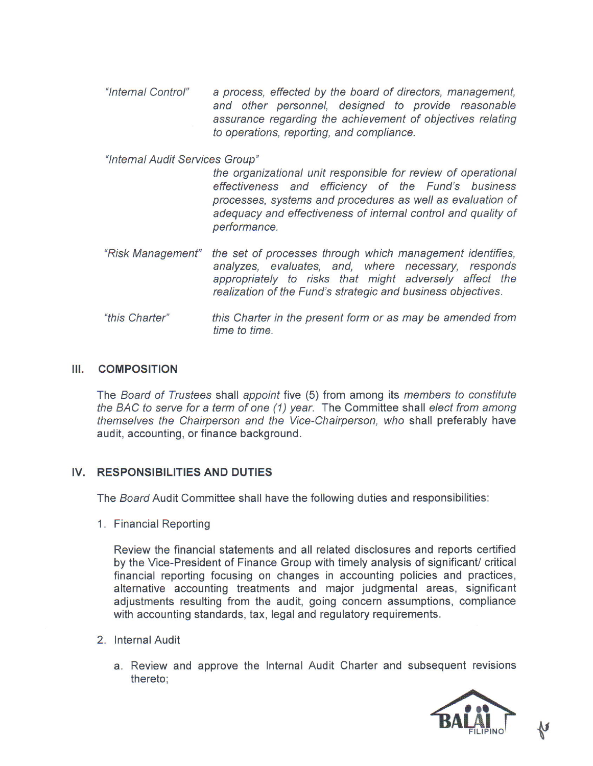*"Internal Control"* *a process, effected by the board of directors, management, and other personnel, designed to provide reasonable assurance regarding the achievement of objectives relating to operations, reporting, and compliance.*

*"Internal Audit Services Group"* *the organizational unit responsible for review of operational effectiveness and efficiency of the Fund's business processes, systems and procedures as well as evaluation of adequacy and effectiveness of internal control and quality of performance.*

*"Risk Management"* *the set of processes through which management identifies, analyzes, evaluates, and, where necessary, responds appropriately to risks that might adversely affect the realization of the Fund's strategic and business objectives.*

*"this Charter"* *this Charter in the present form or as may be amended from time to time.*

## III. COMPOSITION

The *Board of Trustees* shall *appoint* five (5) from among its *members to constitute the BAC to serve for a term of one (1) year*. The Committee shall *elect from among themselves the Chairperson and the Vice-Chairperson, who* shall preferably have audit, accounting, or finance background.

## IV. RESPONSIBILITIES AND DUTIES

The *Board* Audit Committee shall have the following duties and responsibilities:

1. Financial Reporting

   Review the financial statements and all related disclosures and reports certified by the Vice-President of Finance Group with timely analysis of significant/ critical financial reporting focusing on changes in accounting policies and practices, alternative accounting treatments and major judgmental areas, significant adjustments resulting from the audit, going concern assumptions, compliance with accounting standards, tax, legal and regulatory requirements.

2. Internal Audit

   a. Review and approve the Internal Audit Charter and subsequent revisions thereto;